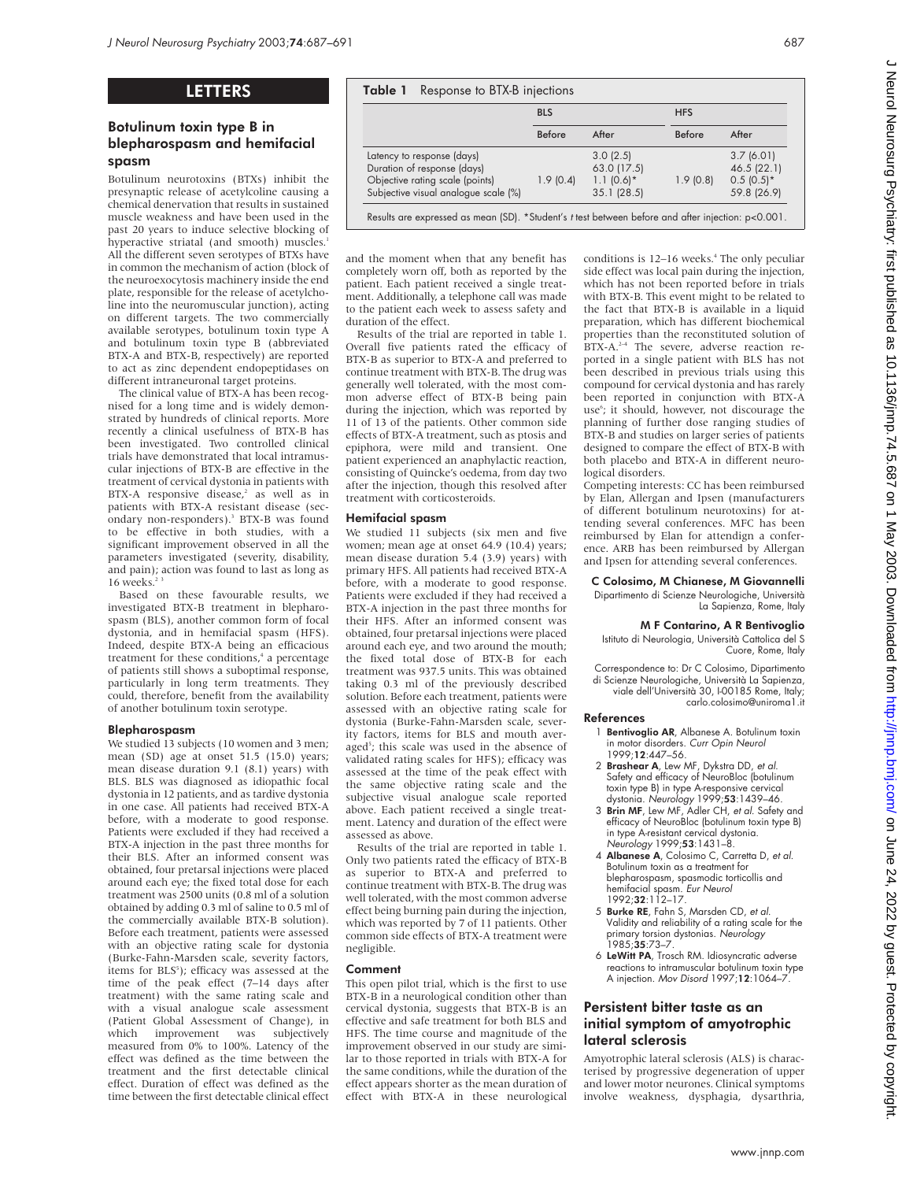# LETTERS

## Botulinum toxin type B in blepharospasm and hemifacial spasm

Botulinum neurotoxins (BTXs) inhibit the presynaptic release of acetylcoline causing a chemical denervation that results in sustained muscle weakness and have been used in the past 20 years to induce selective blocking of hyperactive striatal (and smooth) muscles.[1] All the different seven serotypes of BTXs have in common the mechanism of action (block of the neuroexocytosis machinery inside the end plate, responsible for the release of acetylcholine into the neuromuscular junction), acting on different targets. The two commercially available serotypes, botulinum toxin type A and botulinum toxin type B (abbreviated BTX-A and BTX-B, respectively) are reported to act as zinc dependent endopeptidases on different intraneuronal target proteins.

The clinical value of BTX-A has been recognised for a long time and is widely demonstrated by hundreds of clinical reports. More recently a clinical usefulness of BTX-B has been investigated. Two controlled clinical trials have demonstrated that local intramuscular injections of BTX-B are effective in the treatment of cervical dystonia in patients with BTX-A responsive disease,[2] as well as in patients with BTX-A resistant disease (secondary non-responders).[3] BTX-B was found to be effective in both studies, with a significant improvement observed in all the parameters investigated (severity, disability, and pain); action was found to last as long as 16 weeks.[2 3]

Based on these favourable results, we investigated BTX-B treatment in blepharospasm (BLS), another common form of focal dystonia, and in hemifacial spasm (HFS). Indeed, despite BTX-A being an efficacious treatment for these conditions,[4] a percentage of patients still shows a suboptimal response, particularly in long term treatments. They could, therefore, benefit from the availability of another botulinum toxin serotype.

### Blepharospasm

We studied 13 subjects (10 women and 3 men; mean (SD) age at onset 51.5 (15.0) years; mean disease duration 9.1 (8.1) years) with BLS. BLS was diagnosed as idiopathic focal dystonia in 12 patients, and as tardive dystonia in one case. All patients had received BTX-A before, with a moderate to good response. Patients were excluded if they had received a BTX-A injection in the past three months for their BLS. After an informed consent was obtained, four pretarsal injections were placed around each eye; the fixed total dose for each treatment was 2500 units (0.8 ml of a solution obtained by adding 0.3 ml of saline to 0.5 ml of the commercially available BTX-B solution). Before each treatment, patients were assessed with an objective rating scale for dystonia (Burke-Fahn-Marsden scale, severity factors, items for BLS[5]); efficacy was assessed at the time of the peak effect (7–14 days after treatment) with the same rating scale and with a visual analogue scale assessment (Patient Global Assessment of Change), in which improvement was subjectively measured from 0% to 100%. Latency of the effect was defined as the time between the treatment and the first detectable clinical effect. Duration of effect was defined as the time between the first detectable clinical effect and the moment when that any benefit has completely worn off, both as reported by the patient. Each patient received a single treatment. Additionally, a telephone call was made to the patient each week to assess safety and duration of the effect.

**Table 1** Response to BTX-B injections

| | BLS | | HFS | |
|---|---|---|---|---|
| | Before | After | Before | After |
| Latency to response (days) | | 3.0 (2.5) | | 3.7 (6.01) |
| Duration of response (days) | | 63.0 (17.5) | | 46.5 (22.1) |
| Objective rating scale (points) | 1.9 (0.4) | 1.1 (0.6)* | 1.9 (0.8) | 0.5 (0.5)* |
| Subjective visual analogue scale (%) | | 35.1 (28.5) | | 59.8 (26.9) |

Results are expressed as mean (SD). *Student's *t* test between before and after injection: $p<0.001$.

Results of the trial are reported in table 1. Overall five patients rated the efficacy of BTX-B as superior to BTX-A and preferred to continue treatment with BTX-B. The drug was generally well tolerated, with the most common adverse effect of BTX-B being pain during the injection, which was reported by 11 of 13 of the patients. Other common side effects of BTX-A treatment, such as ptosis and epiphora, were mild and transient. One patient experienced an anaphylactic reaction, consisting of Quincke's oedema, from day two after the injection, though this resolved after treatment with corticosteroids.

### Hemifacial spasm

We studied 11 subjects (six men and five women; mean age at onset 64.9 (10.4) years; mean disease duration 5.4 (3.9) years) with primary HFS. All patients had received BTX-A before, with a moderate to good response. Patients were excluded if they had received a BTX-A injection in the past three months for their HFS. After an informed consent was obtained, four pretarsal injections were placed around each eye, and two around the mouth; the fixed total dose of BTX-B for each treatment was 937.5 units. This was obtained taking 0.3 ml of the previously described solution. Before each treatment, patients were assessed with an objective rating scale for dystonia (Burke-Fahn-Marsden scale, severity factors, items for BLS and mouth averaged[5]; this scale was used in the absence of validated rating scales for HFS); efficacy was assessed at the time of the peak effect with the same objective rating scale and the subjective visual analogue scale reported above. Each patient received a single treatment. Latency and duration of the effect were assessed as above.

Results of the trial are reported in table 1. Only two patients rated the efficacy of BTX-B as superior to BTX-A and preferred to continue treatment with BTX-B. The drug was well tolerated, with the most common adverse effect being burning pain during the injection, which was reported by 7 of 11 patients. Other common side effects of BTX-A treatment were negligible.

### Comment

This open pilot trial, which is the first to use BTX-B in a neurological condition other than cervical dystonia, suggests that BTX-B is an effective and safe treatment for both BLS and HFS. The time course and magnitude of the improvement observed in our study are similar to those reported in trials with BTX-A for the same conditions, while the duration of the effect appears shorter as the mean duration of effect with BTX-A in these neurological conditions is 12–16 weeks.[4] The only peculiar side effect was local pain during the injection, which has not been reported before in trials with BTX-B. This event might be related to the fact that BTX-B is available in a liquid preparation, which has different biochemical properties than the reconstituted solution of BTX-A.[2–4] The severe, adverse reaction reported in a single patient with BLS has not been described in previous trials using this compound for cervical dystonia and has rarely been reported in conjunction with BTX-A use[6]; it should, however, not discourage the planning of further dose ranging studies of BTX-B and studies on larger series of patients designed to compare the effect of BTX-B with both placebo and BTX-A in different neurological disorders.

Competing interests: CC has been reimbursed by Elan, Allergan and Ipsen (manufacturers of different botulinum neurotoxins) for attending several conferences. MFC has been reimbursed by Elan for attendign a conference. ARB has been reimbursed by Allergan and Ipsen for attending several conferences.

**C Colosimo, M Chianese, M Giovannelli**
Dipartimento di Scienze Neurologiche, Università La Sapienza, Rome, Italy

**M F Contarino, A R Bentivoglio**
Istituto di Neurologia, Università Cattolica del S Cuore, Rome, Italy

Correspondence to: Dr C Colosimo, Dipartimento di Scienze Neurologiche, Università La Sapienza, viale dell'Università 30, I-00185 Rome, Italy; carlo.colosimo@uniroma1.it

### References

1. **Bentivoglio AR**, Albanese A. Botulinum toxin in motor disorders. *Curr Opin Neurol* 1999;**12**:447–56.
2. **Brashear A**, Lew MF, Dykstra DD, *et al*. Safety and efficacy of NeuroBloc (botulinum toxin type B) in type A-responsive cervical dystonia. *Neurology* 1999;**53**:1439–46.
3. **Brin MF**, Lew MF, Adler CH, *et al*. Safety and efficacy of NeuroBloc (botulinum toxin type B) in type A-resistant cervical dystonia. *Neurology* 1999;**53**:1431–8.
4. **Albanese A**, Colosimo C, Carretta D, *et al*. Botulinum toxin as a treatment for blepharospasm, spasmodic torticollis and hemifacial spasm. *Eur Neurol* 1992;**32**:112–17.
5. **Burke RE**, Fahn S, Marsden CD, *et al*. Validity and reliability of a rating scale for the primary torsion dystonias. *Neurology* 1985;**35**:73–7.
6. **LeWitt PA**, Trosch RM. Idiosyncratic adverse reactions to intramuscular botulinum toxin type A injection. *Mov Disord* 1997;**12**:1064–7.

## Persistent bitter taste as an initial symptom of amyotrophic lateral sclerosis

Amyotrophic lateral sclerosis (ALS) is characterised by progressive degeneration of upper and lower motor neurones. Clinical symptoms involve weakness, dysphagia, dysarthria,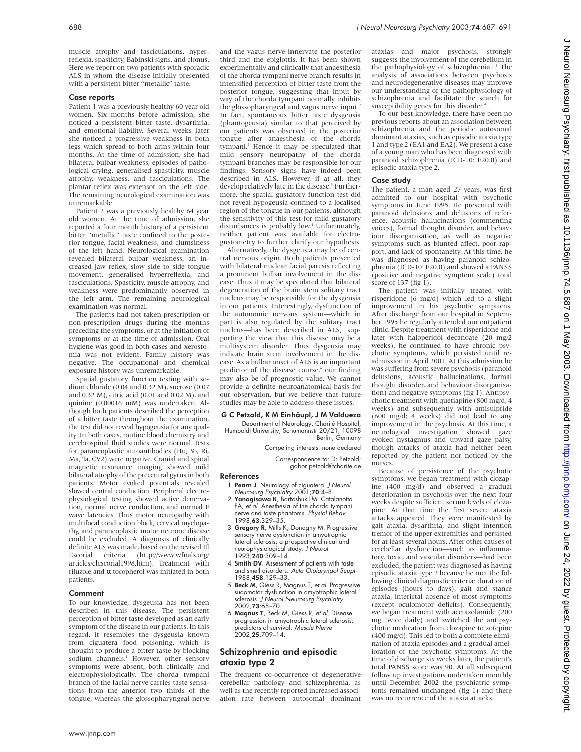muscle atrophy and fasciculations, hyperreflexia, spasticity, Babinski signs, and clonus. Here we report on two patients with sporadic ALS in whom the disease initially presented with a persistent bitter "metallic" taste.

### Case reports

Patient 1 was a previously healthy 60 year old women. Six months before admission, she noticed a persistent bitter taste, dysarthria, and emotional liability. Several weeks later she noticed a progressive weakness in both legs which spread to both arms within four months. At the time of admission, she had bilateral bulbar weakness, episodes of pathological crying, generalised spasticity, muscle atrophy, weakness, and fasciculations. The plantar reflex was extensor on the left side. The remaining neurological examination was unremarkable.

Patient 2 was a previously healthy 64 year old women. At the time of admission, she reported a four month history of a persistent bitter "metallic" taste confined to the posterior tongue, facial weakness, and clumsiness of the left hand. Neurological examination revealed bilateral bulbar weakness, an increased jaw reflex, slow side to side tongue movement, generalised hyperreflexia, and fasciculations. Spasticity, muscle atrophy, and weakness were predominantly observed in the left arm. The remaining neurological examination was normal.

The patients had not taken prescription or non-prescription drugs during the months preceding the symptoms, or at the initiation of symptoms or at the time of admission. Oral hygiene was good in both cases and xerostomia was not evident. Family history was negative. The occupational and chemical exposure history was unremarkable.

Spatial gustatory function testing with sodium chloride (0.04 and 0.32 M), sucrose (0.07 and 0.32 M), citric acid (0.01 and 0.02 M), and quinine (0.00016 mM) was undertaken. Although both patients described the perception of a bitter taste throughout the examination, the test did not reveal hypogeusia for any quality. In both cases, routine blood chemistry and cerebrospinal fluid studies were normal. Tests for paraneoplastic autoantibodies (Hu, Yo, Ri, Ma, Ta, CV2) were negative. Cranial and spinal magnetic resonance imaging showed mild bilateral atrophy of the precentral gyrus in both patients. Motor evoked potentials revealed slowed central conduction. Peripheral electrophysiological testing showed active denervation, normal nerve conduction, and normal F wave latencies. Thus motor neuropathy with multifocal conduction block, cervical myelopathy, and paraneoplastic motor neurone disease could be excluded. A diagnosis of clinically definite ALS was made, based on the revised El Escorial criteria (http://www.wfnals.org/articles/elescorial1998.htm). Treatment with riluzole and α tocopherol was initiated in both patients.

### Comment

To our knowledge, dysgeusia has not been described in this disease. The persistent perception of bitter taste developed as an early symptom of the disease in our patients. In this regard, it resembles the dysgeusia known from ciguatera food poisoning, which is thought to produce a bitter taste by blocking sodium channels.[1] However, other sensory symptoms were absent, both clinically and electrophysiologically. The chorda tympani branch of the facial nerve carries taste sensations from the anterior two thirds of the tongue, whereas the glossopharyngeal nerve and the vagus nerve innervate the posterior third and the epiglottis. It has been shown experimentally and clinically that anaesthesia of the chorda tympani nerve branch results in intensified perception of bitter taste from the posterior tongue, suggesting that input by way of the chorda tympani normally inhibits the glossopharyngeal and vagus nerve input.[2] In fact, spontaneous bitter taste dysgeusia (phantogeusia) similar to that perceived by our patients was observed in the posterior tongue after anaesthesia of the chorda tympani.[2] Hence it may be speculated that mild sensory neuropathy of the chorda tympani branches may be responsible for our findings. Sensory signs have indeed been described in ALS. However, if at all, they develop relatively late in the disease.[3] Furthermore, the spatial gustatory function test did not reveal hypogeusia confined to a localised region of the tongue in our patients, although the sensitivity of this test for mild gustatory disturbances is probably low.[4] Unfortunately, neither patient was available for electrogustometry to further clarify our hypothesis.

Alternatively, the dysgeusia may be of central nervous origin. Both patients presented with bilateral nuclear facial paresis reflecting a prominent bulbar involvement in the disease. Thus it may be speculated that bilateral degeneration of the brain stem solitary tract nucleus may be responsible for the dysgeusia in our patients. Interestingly, dysfunction of the autonomic nervous system—which in part is also regulated by the solitary tract nucleus—has been described in ALS,[5] supporting the view that this disease may be a multisystem disorder. Thus dysgeusia may indicate brain stem involvement in the disease. As a bulbar onset of ALS is an important predictor of the disease course,[6] our finding may also be of prognostic value. We cannot provide a definite neuroanatomical basis for our observation, but we believe that future studies may be able to address these issues.

**G C Petzold, K M Einhäupl, J M Valdueza**
Department of Neurology, Charité Hospital, Humboldt University, Schumannstr 20/21, 10098 Berlin, Germany

Competing interests: none declared

Correspondence to: Dr Petzold; gabor.petzold@charite.de

### References

1. **Pearn J**. Neurology of ciguatera. *J Neurol Neurosurg Psychiatry* 2001;**70**:4–8.
2. **Yanagisawa K**, Bartoshuk LM, Catalanotto FA, *et al*. Anesthesia of the chorda tympani nerve and taste phantoms. *Physiol Behav* 1998;**63**:329–35.
3. **Gregory R**, Mills K, Donaghy M. Progressive sensory nerve dysfunction in amyotrophic lateral sclerosis: a prospective clinical and neurophysiological study. *J Neurol* 1993;**240**:309–14.
4. **Smith DV**. Assessment of patients with taste and smell disorders. *Acta Otolaryngol Suppl* 1988;**458**:129–33.
5. **Beck M**, Giess R, Magnus T, *et al*. Progressive sudomotor dysfunction in amyotrophic lateral sclerosis. *J Neurol Neurosurg Psychiatry* 2002;**73**:68–70.
6. **Magnus T**, Beck M, Giess R, *et al*. Disease progression in amyotrophic lateral sclerosis: predictors of survival. *Muscle Nerve* 2002;**25**:709–14.

## Schizophrenia and episodic ataxia type 2

The frequent co-occurrence of degenerative cerebellar pathology and schizophrenia, as well as the recently reported increased association rate between autosomal dominant ataxias and major psychosis, strongly suggests the involvement of the cerebellum in the pathophysiology of schizophrenia.[1–3] The analysis of associations between psychosis and neurodegenerative diseases may improve our understanding of the pathophysiology of schizophrenia and facilitate the search for susceptibility genes for this disorder.[4]

To our best knowledge, there have been no previous reports about an association between schizophrenia and the periodic autosomal dominant ataxias, such as episodic ataxia type 1 and type 2 (EA1 and EA2). We present a case of a young man who has been diagnosed with paranoid schizophrenia (ICD-10: F20.0) and episodic ataxia type 2.

### Case study

The patient, a man aged 27 years, was first admitted to our hospital with psychotic symptoms in June 1995. He presented with paranoid delusions and delusions of reference, acoustic hallucinations (commenting voices), formal thought disorder, and behaviour disorganisation, as well as negative symptoms such as blunted affect, poor rapport, and lack of spontaneity. At this time, he was diagnosed as having paranoid schizophrenia (ICD-10: F20.0) and showed a PANSS (positive and negative symptom scale) total score of 137 (fig 1).

The patient was initially treated with risperidone (6 mg/d) which led to a slight improvement in his psychotic symptoms. After discharge from our hospital in September 1995 he regularly attended our outpatient clinic. Despite treatment with risperidone and later with haloperidol decanoate (20 mg/2 weeks), he continued to have chronic psychotic symptoms, which persisted until readmission in April 2001. At this admission he was suffering from severe psychosis (paranoid delusions, acoustic hallucinations, formal thought disorder, and behaviour disorganisation) and negative symptoms (fig 1). Antipsychotic treatment with quetiapine (800 mg/d; 4 weeks) and subsequently with amisulpride (600 mg/d; 4 weeks) did not lead to any improvement in the psychosis. At this time, a neurological investigation showed gaze evoked nystagmus and upward gaze palsy, though attacks of ataxia had neither been reported by the patient nor noticed by the nurses.

Because of persistence of the psychotic symptoms, we began treatment with clozapine (400 mg/d) and observed a gradual deterioration in psychosis over the next four weeks despite sufficient serum levels of clozapine. At that time the first severe ataxia attacks appeared. They were manifested by gait ataxia, dysarthria, and slight intention tremor of the upper extremities and persisted for at least several hours. After other causes of cerebellar dysfunction—such as inflammatory, toxic, and vascular disorders—had been excluded, the patient was diagnosed as having episodic ataxia type 2 because he met the following clinical diagnostic criteria: duration of episodes (hours to days), gait and stance ataxia, interictal absence of most symptoms (except oculomotor deficits). Consequently, we began treatment with acetazolamide (200 mg twice daily) and switched the antipsychotic medication from clozapine to zotepine (400 mg/d). This led to both a complete elimination of ataxia episodes and a gradual amelioration of the psychotic symptoms. At the time of discharge six weeks later, the patient's total PANSS score was 90. At all subsequent follow up investigations undertaken monthly until December 2002 the psychiatric symptoms remained unchanged (fig 1) and there was no recurrence of the ataxia attacks.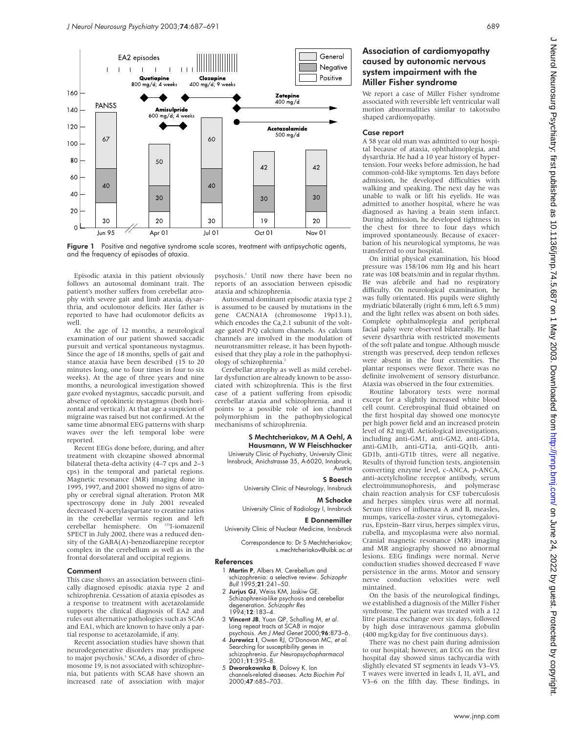Figure 1 Positive and negative syndrome scale scores, treatment with antipsychotic agents, and the frequency of episodes of ataxia.

Episodic ataxia in this patient obviously follows an autosomal dominant trait. The patient's mother suffers from cerebellar atrophy with severe gait and limb ataxia, dysarthria, and oculomotor deficits. Her father is reported to have had oculomotor deficits as well.

At the age of 12 months, a neurological examination of our patient showed saccadic pursuit and vertical spontaneous nystagmus. Since the age of 18 months, spells of gait and stance ataxia have been described (15 to 20 minutes long, one to four times in four to six weeks). At the age of three years and nine months, a neurological investigation showed gaze evoked nystagmus, saccadic pursuit, and absence of optokinetic nystagmus (both horizontal and vertical). At that age a suspicion of migraine was raised but not confirmed. At the same time abnormal EEG patterns with sharp waves over the left temporal lobe were reported.

Recent EEGs done before, during, and after treatment with clozapine showed abnormal bilateral theta-delta activity (4–7 cps and 2–3 cps) in the temporal and parietal regions. Magnetic resonance (MR) imaging done in 1995, 1997, and 2001 showed no signs of atrophy or cerebral signal alteration. Proton MR spectroscopy done in July 2001 revealed decreased N-acetylaspartate to creatine ratios in the cerebellar vermis region and left cerebellar hemisphere. On [123]I-iomazenil SPECT in July 2002, there was a reduced density of the GABA(A)-benzodiazepine receptor complex in the cerebellum as well as in the frontal dorsolateral and occipital regions.

### Comment

This case shows an association between clinically diagnosed episodic ataxia type 2 and schizophrenia. Cessation of ataxia episodes as a response to treatment with acetazolamide supports the clinical diagnosis of EA2 and rules out alternative pathologies such as SCA6 and EA1, which are known to have only a partial response to acetazolamide, if any.

Recent association studies have shown that neurodegenerative disorders may predispose to major psychosis.[3] SCA6, a disorder of chromosome 19, is not associated with schizophrenia, but patients with SCA8 have shown an increased rate of association with major psychosis.[3] Until now there have been no reports of an association between episodic ataxia and schizophrenia.

Autosomal dominant episodic ataxia type 2 is assumed to be caused by mutations in the gene CACNA1A (chromosome 19p13.1), which encodes the $Ca_v2.1$ subunit of the voltage gated P/Q calcium channels. As calcium channels are involved in the modulation of neurotransmitter release, it has been hypothesised that they play a role in the pathophysiology of schizophrenia.[5]

Cerebellar atrophy as well as mild cerebellar dysfunction are already known to be associated with schizophrenia. This is the first case of a patient suffering from episodic cerebellar ataxia and schizophrenia, and it points to a possible role of ion channel polymorphism in the pathophysiological mechanisms of schizophrenia.

**S Mechtcheriakov, M A Oehl, A Hausmann, W W Fleischhacker**
University Clinic of Psychiatry, University Clinic Innsbruck, Anichstrasse 35, A-6020, Innsbruck, Austria

**S Boesch**
University Clinic of Neurology, Innsbruck

**M Schocke**
University Clinic of Radiology I, Innsbruck

**E Donnemiller**
University Clinic of Nuclear Medicine, Innsbruck

Correspondence to: Dr S Mechtcheriakov; s.mechtcheriakov@uibk.ac.at

### References

1. **Martin P**, Albers M. Cerebellum and schizophrenia: a selective review. *Schizophr Bull* 1995;**21**:241–50.
2. **Jurjus GJ**, Weiss KM, Jaskiw GE. Schizophrenia-like psychosis and cerebellar degeneration. *Schizophr Res* 1994;**12**:183–4.
3. **Vincent JB**, Yuan QP, Schalling M, *et al*. Long repeat tracts at SCA8 in major psychosis. *Am J Med Genet* 2000;**96**:873–6.
4. **Jurewicz I**, Owen RJ, O'Donovan MC, *et al*. Searching for susceptibility genes in schizophrenia. *Eur Neuropsychopharmacol* 2001;**11**:395–8.
5. **Dworakowska B**, Dolowy K. Ion channels-related diseases. *Acta Biochim Pol* 2000;**47**:685–703.

## Association of cardiomyopathy caused by autonomic nervous system impairment with the Miller Fisher syndrome

We report a case of Miller Fisher syndrome associated with reversible left ventricular wall motion abnormalities similar to takotsubo shaped cardiomyopathy.

### Case report

A 58 year old man was admitted to our hospital because of ataxia, ophthalmoplegia, and dysarthria. He had a 10 year history of hypertension. Four weeks before admission, he had common-cold-like symptoms. Ten days before admission, he developed difficulties with walking and speaking. The next day he was unable to walk or lift his eyelids. He was admitted to another hospital, where he was diagnosed as having a brain stem infarct. During admission, he developed tightness in the chest for three to four days which improved spontaneously. Because of exacerbation of his neurological symptoms, he was transferred to our hospital.

On initial physical examination, his blood pressure was 158/106 mm Hg and his heart rate was 108 beats/min and in regular rhythm. He was afebrile and had no respiratory difficulty. On neurological examination, he was fully orientated. His pupils were slightly mydriatic bilaterally (right 6 mm, left 6.5 mm) and the light reflex was absent on both sides. Complete ophthalmoplegia and peripheral facial palsy were observed bilaterally. He had severe dysarthria with restricted movements of the soft palate and tongue. Although muscle strength was preserved, deep tendon reflexes were absent in the four extremities. The plantar responses were flexor. There was no definite involvement of sensory disturbance. Ataxia was observed in the four extremities.

Routine laboratory tests were normal except for a slightly increased white blood cell count. Cerebrospinal fluid obtained on the first hospital day showed one monocyte per high power field and an increased protein level of 82 mg/dl. Aetiological investigations, including anti-GM1, anti-GM2, anti-GD1a, anti-GM1b, anti-GT1a, anti-GQ1b, anti-GD1b, anti-GT1b titres, were all negative. Results of thyroid function tests, angiotensin converting enzyme level, c-ANCA, p-ANCA, anti-acetylcholine receptor antibody, serum electroimmunophoresis, and polymerase chain reaction analysis for CSF tuberculosis and herpes simplex virus were all normal. Serum titres of influenza A and B, measles, mumps, varicella-zoster virus, cytomegalovirus, Epstein–Barr virus, herpes simplex virus, rubella, and mycoplasma were also normal. Cranial magnetic resonance (MR) imaging and MR angiography showed no abnormal lesions. EEG findings were normal. Nerve conduction studies showed decreased F wave persistence in the arms. Motor and sensory nerve conduction velocities were well mintained.

On the basis of the neurological findings, we established a diagnosis of the Miller Fisher syndrome. The patient was treated with a 12 litre plasma exchange over six days, followed by high dose intravenous gamma globulin (400 mg/kg/day for five continuous days).

There was no chest pain during admission to our hospital; however, an ECG on the first hospital day showed sinus tachycardia with slightly elevated ST segments in leads V3–V5. T waves were inverted in leads I, II, aVL, and V3–6 on the fifth day. These findings, in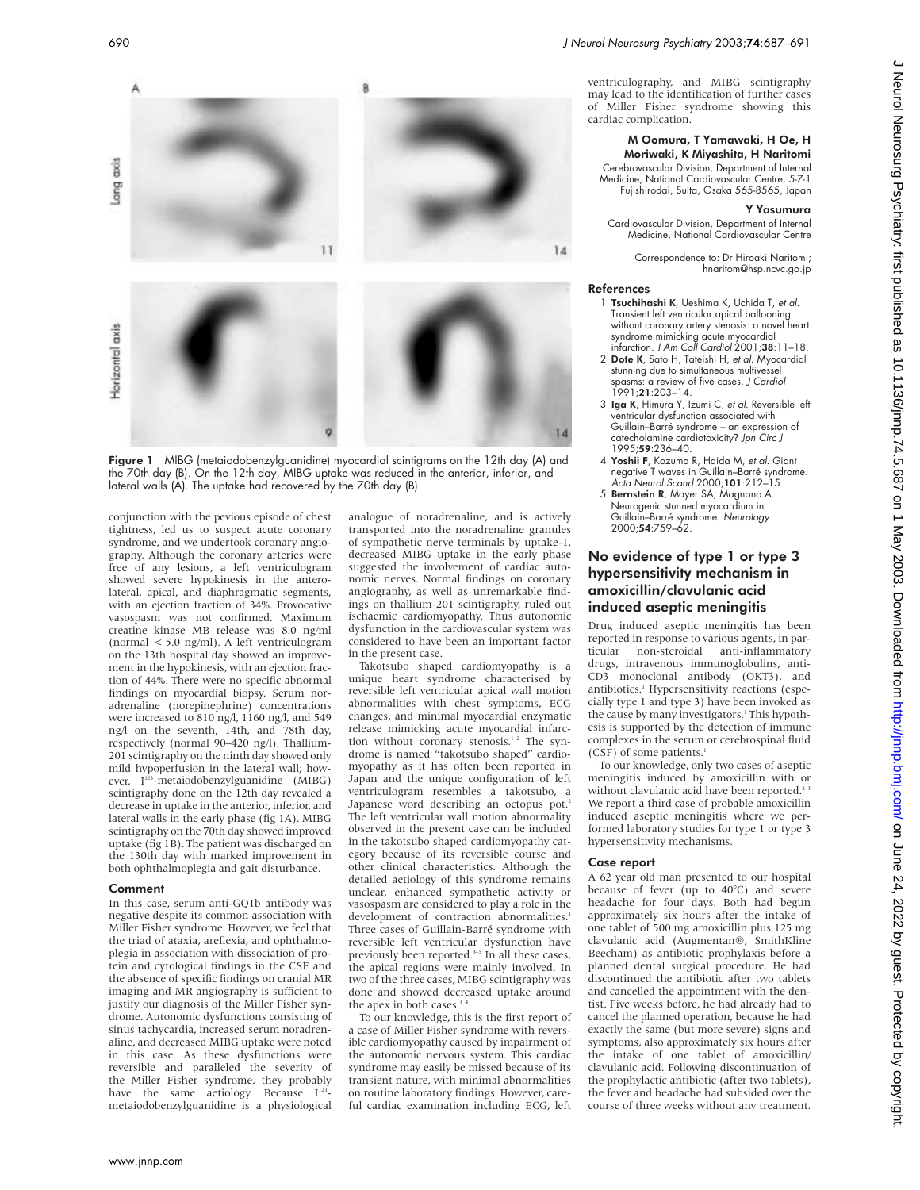Figure 1 MIBG (metaiodobenzylguanidine) myocardial scintigrams on the 12th day (A) and the 70th day (B). On the 12th day, MIBG uptake was reduced in the anterior, inferior, and lateral walls (A). The uptake had recovered by the 70th day (B).

conjunction with the pevious episode of chest tightness, led us to suspect acute coronary syndrome, and we undertook coronary angiography. Although the coronary arteries were free of any lesions, a left ventriculogram showed severe hypokinesis in the anterolateral, apical, and diaphragmatic segments, with an ejection fraction of 34%. Provocative vasospasm was not confirmed. Maximum creatine kinase MB release was 8.0 ng/ml (normal < 5.0 ng/ml). A left ventriculogram on the 13th hospital day showed an improvement in the hypokinesis, with an ejection fraction of 44%. There were no specific abnormal findings on myocardial biopsy. Serum noradrenaline (norepinephrine) concentrations were increased to 810 ng/l, 1160 ng/l, and 549 ng/l on the seventh, 14th, and 78th day, respectively (normal 90–420 ng/l). Thallium-201 scintigraphy on the ninth day showed only mild hypoperfusion in the lateral wall; however, $I^{123}$-metaiodobenzylguanidine (MIBG) scintigraphy done on the 12th day revealed a decrease in uptake in the anterior, inferior, and lateral walls in the early phase (fig 1A). MIBG scintigraphy on the 70th day showed improved uptake (fig 1B). The patient was discharged on the 130th day with marked improvement in both ophthalmoplegia and gait disturbance.

### Comment

In this case, serum anti-GQ1b antibody was negative despite its common association with Miller Fisher syndrome. However, we feel that the triad of ataxia, areflexia, and ophthalmoplegia in association with dissociation of protein and cytological findings in the CSF and the absence of specific findings on cranial MR imaging and MR angiography is sufficient to justify our diagnosis of the Miller Fisher syndrome. Autonomic dysfunctions consisting of sinus tachycardia, increased serum noradrenaline, and decreased MIBG uptake were noted in this case. As these dysfunctions were reversible and paralleled the severity of the Miller Fisher syndrome, they probably have the same aetiology. Because $I^{123}$-metaiodobenzylguanidine is a physiological analogue of noradrenaline, and is actively transported into the noradrenaline granules of sympathetic nerve terminals by uptake-1, decreased MIBG uptake in the early phase suggested the involvement of cardiac autonomic nerves. Normal findings on coronary angiography, as well as unremarkable findings on thallium-201 scintigraphy, ruled out ischaemic cardiomyopathy. Thus autonomic dysfunction in the cardiovascular system was considered to have been an important factor in the present case.

Takotsubo shaped cardiomyopathy is a unique heart syndrome characterised by reversible left ventricular apical wall motion abnormalities with chest symptoms, ECG changes, and minimal myocardial enzymatic release mimicking acute myocardial infarction without coronary stenosis.[1 2] The syndrome is named "takotsubo shaped" cardiomyopathy as it has often been reported in Japan and the unique configuration of left ventriculogram resembles a takotsubo, a Japanese word describing an octopus pot.[2] The left ventricular wall motion abnormality observed in the present case can be included in the takotsubo shaped cardiomyopathy category because of its reversible course and other clinical characteristics. Although the detailed aetiology of this syndrome remains unclear, enhanced sympathetic activity or vasospasm are considered to play a role in the development of contraction abnormalities.[1] Three cases of Guillain-Barré syndrome with reversible left ventricular dysfunction have previously been reported.[3–5] In all these cases, the apical regions were mainly involved. In two of the three cases, MIBG scintigraphy was done and showed decreased uptake around the apex in both cases.[3 4]

To our knowledge, this is the first report of a case of Miller Fisher syndrome with reversible cardiomyopathy caused by impairment of the autonomic nervous system. This cardiac syndrome may easily be missed because of its transient nature, with minimal abnormalities on routine laboratory findings. However, careful cardiac examination including ECG, left ventriculography, and MIBG scintigraphy may lead to the identification of further cases of Miller Fisher syndrome showing this cardiac complication.

**M Oomura, T Yamawaki, H Oe, H Moriwaki, K Miyashita, H Naritomi**
Cerebrovascular Division, Department of Internal Medicine, National Cardiovascular Centre, 5-7-1 Fujishirodai, Suita, Osaka 565-8565, Japan

**Y Yasumura**
Cardiovascular Division, Department of Internal Medicine, National Cardiovascular Centre

Correspondence to: Dr Hiroaki Naritomi; hnaritom@hsp.ncvc.go.jp

### References

1. **Tsuchihashi K**, Ueshima K, Uchida T, *et al.* Transient left ventricular apical ballooning without coronary artery stenosis: a novel heart syndrome mimicking acute myocardial infarction. *J Am Coll Cardiol* 2001;**38**:11–18.
2. **Dote K**, Sato H, Tateishi H, *et al.* Myocardial stunning due to simultaneous multivessel spasms: a review of five cases. *J Cardiol* 1991;**21**:203–14.
3. **Iga K**, Himura Y, Izumi C, *et al.* Reversible left ventricular dysfunction associated with Guillain–Barré syndrome – an expression of catecholamine cardiotoxicity? *Jpn Circ J* 1995;**59**:236–40.
4. **Yoshii F**, Kozuma R, Haida M, *et al.* Giant negative T waves in Guillain–Barré syndrome. *Acta Neurol Scand* 2000;**101**:212–15.
5. **Bernstein R**, Mayer SA, Magnano A. Neurogenic stunned myocardium in Guillain–Barré syndrome. *Neurology* 2000;**54**:759–62.

## No evidence of type 1 or type 3 hypersensitivity mechanism in amoxicillin/clavulanic acid induced aseptic meningitis

Drug induced aseptic meningitis has been reported in response to various agents, in particular non-steroidal anti-inflammatory drugs, intravenous immunoglobulins, anti-CD3 monoclonal antibody (OKT3), and antibiotics.[1] Hypersensitivity reactions (especially type 1 and type 3) have been invoked as the cause by many investigators.[1] This hypothesis is supported by the detection of immune complexes in the serum or cerebrospinal fluid (CSF) of some patients.[1]

To our knowledge, only two cases of aseptic meningitis induced by amoxicillin with or without clavulanic acid have been reported.[2 3] We report a third case of probable amoxicillin induced aseptic meningitis where we performed laboratory studies for type 1 or type 3 hypersensitivity mechanisms.

### Case report

A 62 year old man presented to our hospital because of fever (up to 40°C) and severe headache for four days. Both had begun approximately six hours after the intake of one tablet of 500 mg amoxicillin plus 125 mg clavulanic acid (Augmentan®, SmithKline Beecham) as antibiotic prophylaxis before a planned dental surgical procedure. He had discontinued the antibiotic after two tablets and cancelled the appointment with the dentist. Five weeks before, he had already had to cancel the planned operation, because he had exactly the same (but more severe) signs and symptoms, also approximately six hours after the intake of one tablet of amoxicillin/clavulanic acid. Following discontinuation of the prophylactic antibiotic (after two tablets), the fever and headache had subsided over the course of three weeks without any treatment.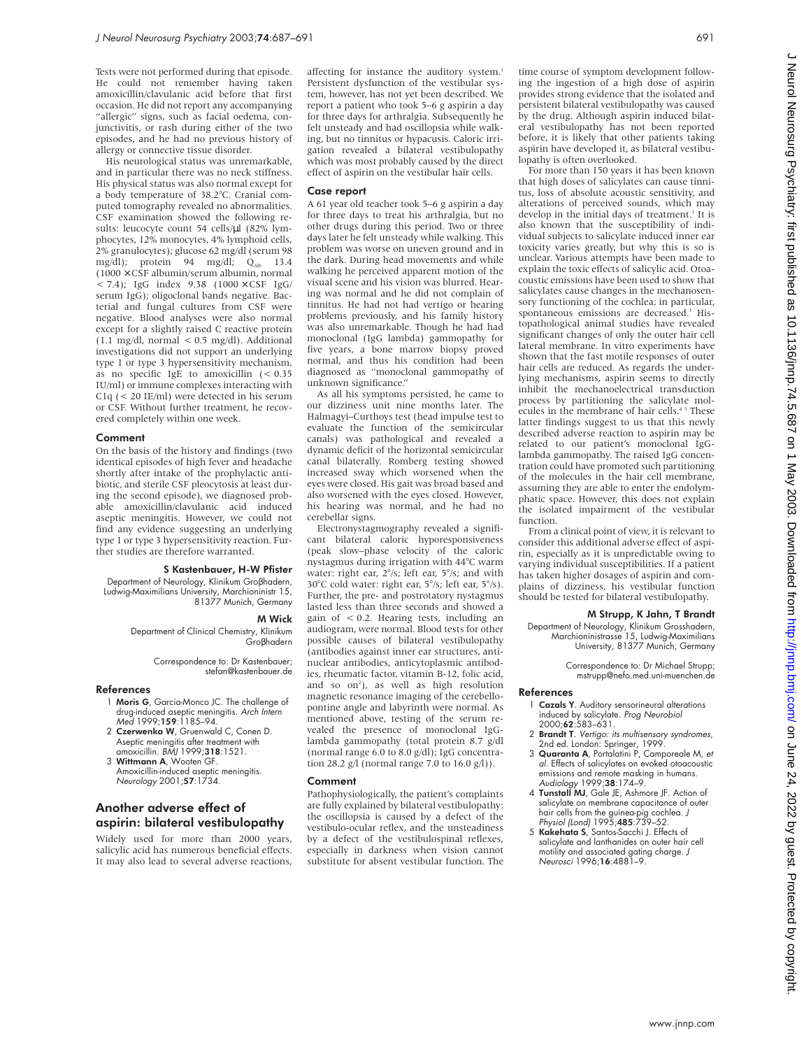Tests were not performed during that episode. He could not remember having taken amoxicillin/clavulanic acid before that first occasion. He did not report any accompanying "allergic" signs, such as facial oedema, conjunctivitis, or rash during either of the two episodes, and he had no previous history of allergy or connective tissue disorder.

His neurological status was unremarkable, and in particular there was no neck stiffness. His physical status was also normal except for a body temperature of 38.2°C. Cranial computed tomography revealed no abnormalities. CSF examination showed the following results: leucocyte count 54 cells/µl (82% lymphocytes, 12% monocytes, 4% lymphoid cells, 2% granulocytes); glucose 62 mg/dl (serum 98 mg/dl); protein 94 mg/dl; $Q_{Alb}$ 13.4 (1000 × CSF albumin/serum albumin, normal < 7.4); IgG index 9.38 (1000 × CSF IgG/serum IgG); oligoclonal bands negative. Bacterial and fungal cultures from CSF were negative. Blood analyses were also normal except for a slightly raised C reactive protein (1.1 mg/dl, normal < 0.5 mg/dl). Additional investigations did not support an underlying type 1 or type 3 hypersensitivity mechanism, as no specific IgE to amoxicillin (< 0.35 IU/ml) or immune complexes interacting with C1q (< 20 IE/ml) were detected in his serum or CSF. Without further treatment, he recovered completely within one week.

## Comment

On the basis of the history and findings (two identical episodes of high fever and headache shortly after intake of the prophylactic antibiotic, and sterile CSF pleocytosis at least during the second episode), we diagnosed probable amoxicillin/clavulanic acid induced aseptic meningitis. However, we could not find any evidence suggesting an underlying type 1 or type 3 hypersensitivity reaction. Further studies are therefore warranted.

**S Kastenbauer, H-W Pfister**
Department of Neurology, Klinikum Groβhadern, Ludwig-Maximilians University, Marchioninistr 15, 81377 Munich, Germany

**M Wick**
Department of Clinical Chemistry, Klinikum Groβhadern

Correspondence to: Dr Kastenbauer; stefan@kastenbauer.de

### References

1 **Moris G**, Garcia-Monco JC. The challenge of drug-induced aseptic meningitis. *Arch Intern Med* 1999;**159**:1185–94.
2 **Czerwenka W**, Gruenwald C, Conen D. Aseptic meningitis after treatment with amoxicillin. *BMJ* 1999;**318**:1521.
3 **Wittmann A**, Wooten GF. Amoxicillin-induced aseptic meningitis. *Neurology* 2001;**57**:1734.

# Another adverse effect of aspirin: bilateral vestibulopathy

Widely used for more than 2000 years, salicylic acid has numerous beneficial effects. It may also lead to several adverse reactions, affecting for instance the auditory system.[1] Persistent dysfunction of the vestibular system, however, has not yet been described. We report a patient who took 5–6 g aspirin a day for three days for arthralgia. Subsequently he felt unsteady and had oscillopsia while walking, but no tinnitus or hypacusis. Caloric irrigation revealed a bilateral vestibulopathy which was most probably caused by the direct effect of aspirin on the vestibular hair cells.

## Case report

A 61 year old teacher took 5–6 g aspirin a day for three days to treat his arthralgia, but no other drugs during this period. Two or three days later he felt unsteady while walking. This problem was worse on uneven ground and in the dark. During head movements and while walking he perceived apparent motion of the visual scene and his vision was blurred. Hearing was normal and he did not complain of tinnitus. He had not had vertigo or hearing problems previously, and his family history was also unremarkable. Though he had had monoclonal (IgG lambda) gammopathy for five years, a bone marrow biopsy proved normal, and thus his condition had been diagnosed as "monoclonal gammopathy of unknown significance."

As all his symptoms persisted, he came to our dizziness unit nine months later. The Halmagyi–Curthoys test (head impulse test to evaluate the function of the semicircular canals) was pathological and revealed a dynamic deficit of the horizontal semicircular canal bilaterally. Romberg testing showed increased sway which worsened when the eyes were closed. His gait was broad based and also worsened with the eyes closed. However, his hearing was normal, and he had no cerebellar signs.

Electronystagmography revealed a significant bilateral caloric hyporesponsiveness (peak slow–phase velocity of the caloric nystagmus during irrigation with 44°C warm water: right ear, 2°/s; left ear, 5°/s; and with 30°C cold water: right ear, 5°/s; left ear, 5°/s). Further, the pre- and postrotatory nystagmus lasted less than three seconds and showed a gain of < 0.2. Hearing tests, including an audiogram, were normal. Blood tests for other possible causes of bilateral vestibulopathy (antibodies against inner ear structures, antinuclear antibodies, anticytoplasmic antibodies, rheumatic factor, vitamin B-12, folic acid, and so on[2]), as well as high resolution magnetic resonance imaging of the cerebellopontine angle and labyrinth were normal. As mentioned above, testing of the serum revealed the presence of monoclonal IgG-lambda gammopathy (total protein 8.7 g/dl (normal range 6.0 to 8.0 g/dl); IgG concentration 28.2 g/l (normal range 7.0 to 16.0 g/l)).

## Comment

Pathophysiologically, the patient's complaints are fully explained by bilateral vestibulopathy: the oscillopsia is caused by a defect of the vestibulo-ocular reflex, and the unsteadiness by a defect of the vestibulospinal reflexes, especially in darkness when vision cannot substitute for absent vestibular function. The time course of symptom development following the ingestion of a high dose of aspirin provides strong evidence that the isolated and persistent bilateral vestibulopathy was caused by the drug. Although aspirin induced bilateral vestibulopathy has not been reported before, it is likely that other patients taking aspirin have developed it, as bilateral vestibulopathy is often overlooked.

For more than 150 years it has been known that high doses of salicylates can cause tinnitus, loss of absolute acoustic sensitivity, and alterations of perceived sounds, which may develop in the initial days of treatment.[1] It is also known that the susceptibility of individual subjects to salicylate induced inner ear toxicity varies greatly, but why this is so is unclear. Various attempts have been made to explain the toxic effects of salicylic acid. Otoacoustic emissions have been used to show that salicylates cause changes in the mechanosensory functioning of the cochlea; in particular, spontaneous emissions are decreased.[3] Histopathological animal studies have revealed significant changes of only the outer hair cell lateral membrane. In vitro experiments have shown that the fast motile responses of outer hair cells are reduced. As regards the underlying mechanisms, aspirin seems to directly inhibit the mechanoelectrical transduction process by partitioning the salicylate molecules in the membrane of hair cells.[4 5] These latter findings suggest to us that this newly described adverse reaction to aspirin may be related to our patient's monoclonal IgG-lambda gammopathy. The raised IgG concentration could have promoted such partitioning of the molecules in the hair cell membrane, assuming they are able to enter the endolymphatic space. However, this does not explain the isolated impairment of the vestibular function.

From a clinical point of view, it is relevant to consider this additional adverse effect of aspirin, especially as it is unpredictable owing to varying individual susceptibilities. If a patient has taken higher dosages of aspirin and complains of dizziness, his vestibular function should be tested for bilateral vestibulopathy.

**M Strupp, K Jahn, T Brandt**
Department of Neurology, Klinikum Grosshadern, Marchioninistrasse 15, Ludwig-Maximilians University, 81377 Munich, Germany

Correspondence to: Dr Michael Strupp; mstrupp@nefo.med.uni-muenchen.de

### References

1 **Cazals Y**. Auditory sensorineural alterations induced by salicylate. *Prog Neurobiol* 2000;**62**:583–631.
2 **Brandt T**. *Vertigo: its multisensory syndromes*, 2nd ed. London: Springer, 1999.
3 **Quaranta A**, Portalatini P, Camporeale M, *et al*. Effects of salicylates on evoked otoacoustic emissions and remote masking in humans. *Audiology* 1999;**38**:174–9.
4 **Tunstall MJ**, Gale JE, Ashmore JF. Action of salicylate on membrane capacitance of outer hair cells from the guinea-pig cochlea. *J Physiol (Lond)* 1995;**485**:739–52.
5 **Kakehata S**, Santos-Sacchi J. Effects of salicylate and lanthanides on outer hair cell motility and associated gating charge. *J Neurosci* 1996;**16**:4881–9.